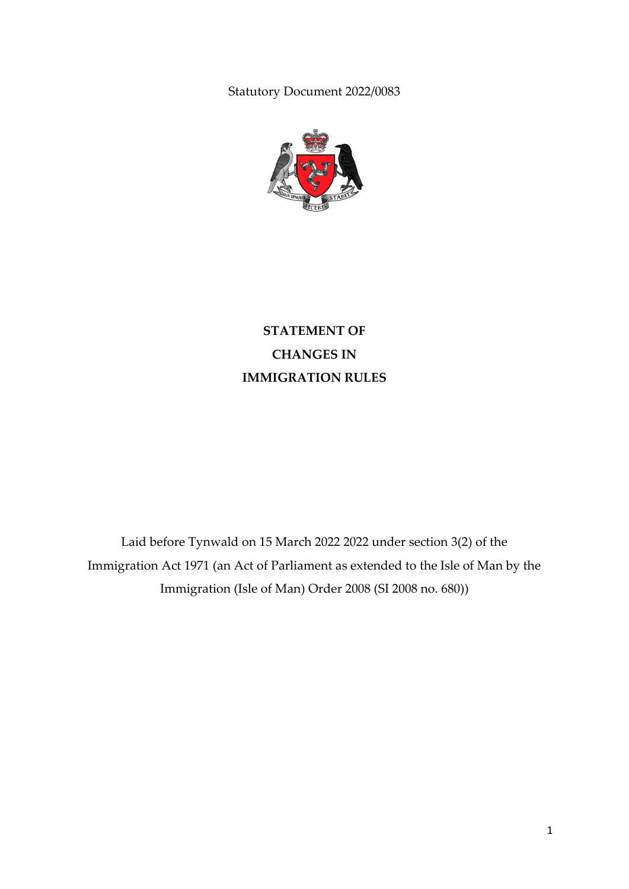Statutory Document 2022/0083

# STATEMENT OF CHANGES IN IMMIGRATION RULES

Laid before Tynwald on 15 March 2022 2022 under section 3(2) of the Immigration Act 1971 (an Act of Parliament as extended to the Isle of Man by the Immigration (Isle of Man) Order 2008 (SI 2008 no. 680))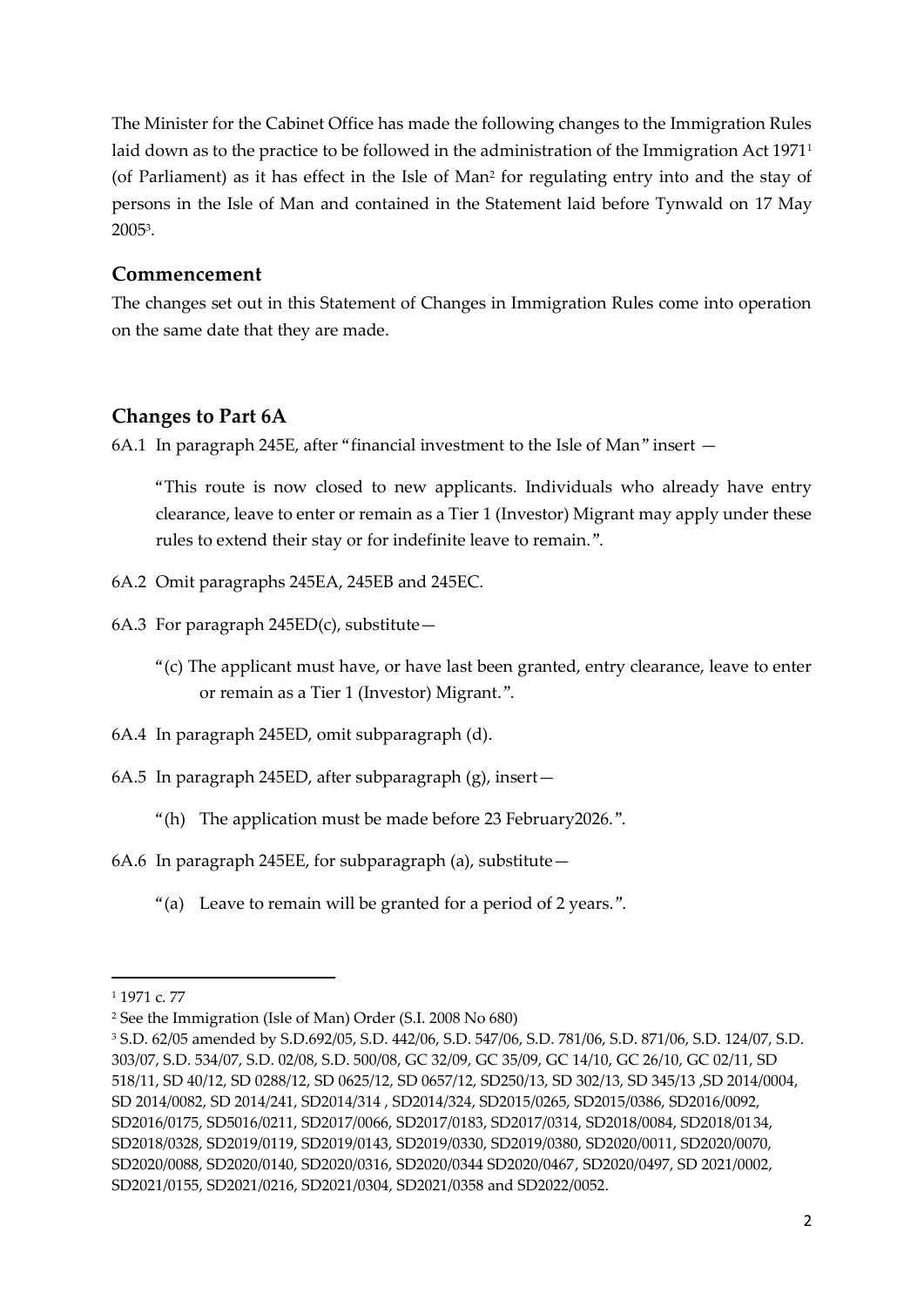The Minister for the Cabinet Office has made the following changes to the Immigration Rules laid down as to the practice to be followed in the administration of the Immigration Act 1971[1] (of Parliament) as it has effect in the Isle of Man[2] for regulating entry into and the stay of persons in the Isle of Man and contained in the Statement laid before Tynwald on 17 May 2005[3].

## Commencement

The changes set out in this Statement of Changes in Immigration Rules come into operation on the same date that they are made.

## Changes to Part 6A

6A.1 In paragraph 245E, after "financial investment to the Isle of Man" insert —

"This route is now closed to new applicants. Individuals who already have entry clearance, leave to enter or remain as a Tier 1 (Investor) Migrant may apply under these rules to extend their stay or for indefinite leave to remain.".

6A.2 Omit paragraphs 245EA, 245EB and 245EC.

6A.3 For paragraph 245ED(c), substitute—

"(c) The applicant must have, or have last been granted, entry clearance, leave to enter or remain as a Tier 1 (Investor) Migrant.".

6A.4 In paragraph 245ED, omit subparagraph (d).

6A.5 In paragraph 245ED, after subparagraph (g), insert—

"(h) The application must be made before 23 February2026.".

6A.6 In paragraph 245EE, for subparagraph (a), substitute—

"(a) Leave to remain will be granted for a period of 2 years.".

---

[1] 1971 c. 77

[2] See the Immigration (Isle of Man) Order (S.I. 2008 No 680)

[3] S.D. 62/05 amended by S.D.692/05, S.D. 442/06, S.D. 547/06, S.D. 781/06, S.D. 871/06, S.D. 124/07, S.D. 303/07, S.D. 534/07, S.D. 02/08, S.D. 500/08, GC 32/09, GC 35/09, GC 14/10, GC 26/10, GC 02/11, SD 518/11, SD 40/12, SD 0288/12, SD 0625/12, SD 0657/12, SD250/13, SD 302/13, SD 345/13 ,SD 2014/0004, SD 2014/0082, SD 2014/241, SD2014/314 , SD2014/324, SD2015/0265, SD2015/0386, SD2016/0092, SD2016/0175, SD5016/0211, SD2017/0066, SD2017/0183, SD2017/0314, SD2018/0084, SD2018/0134, SD2018/0328, SD2019/0119, SD2019/0143, SD2019/0330, SD2019/0380, SD2020/0011, SD2020/0070, SD2020/0088, SD2020/0140, SD2020/0316, SD2020/0344 SD2020/0467, SD2020/0497, SD 2021/0002, SD2021/0155, SD2021/0216, SD2021/0304, SD2021/0358 and SD2022/0052.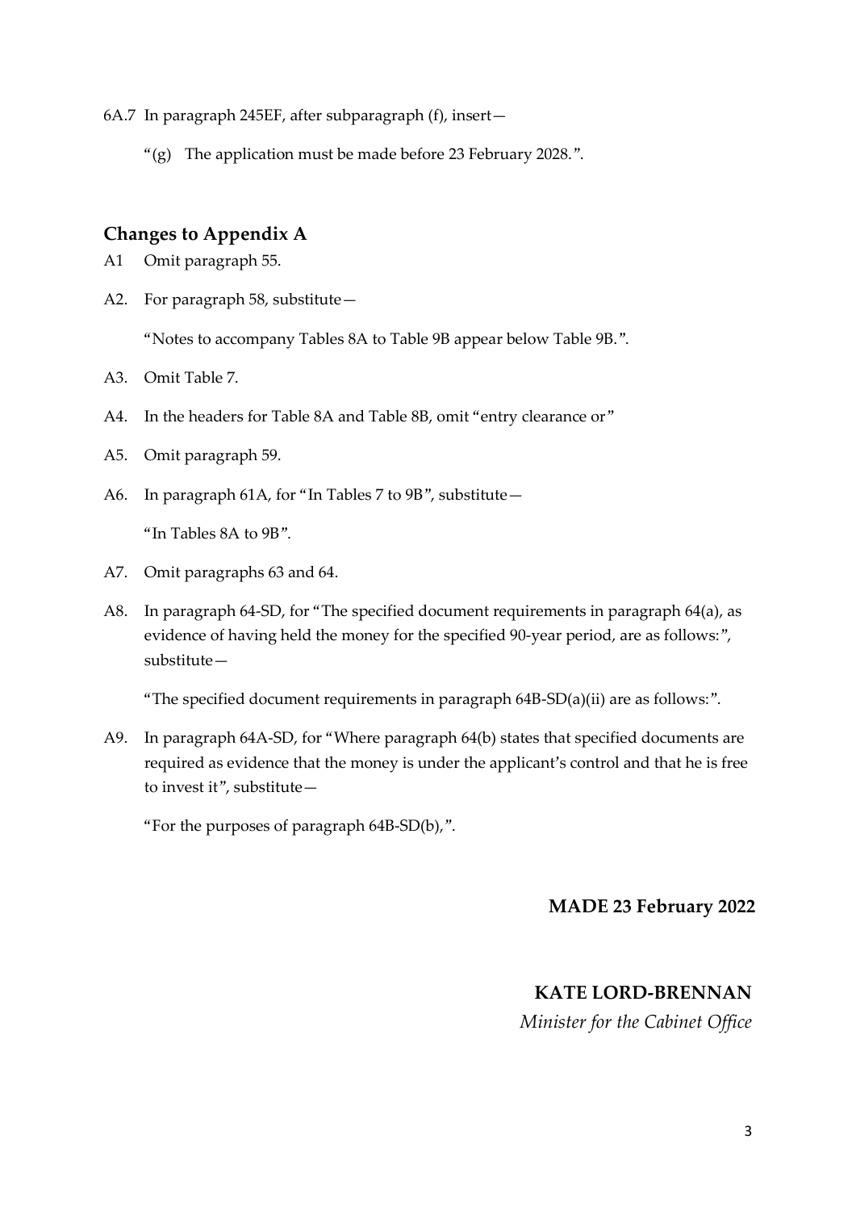6A.7 In paragraph 245EF, after subparagraph (f), insert—

"(g) The application must be made before 23 February 2028.".

## Changes to Appendix A

A1 Omit paragraph 55.

A2. For paragraph 58, substitute—

"Notes to accompany Tables 8A to Table 9B appear below Table 9B.".

A3. Omit Table 7.

A4. In the headers for Table 8A and Table 8B, omit "entry clearance or"

A5. Omit paragraph 59.

A6. In paragraph 61A, for "In Tables 7 to 9B", substitute—

"In Tables 8A to 9B".

A7. Omit paragraphs 63 and 64.

A8. In paragraph 64-SD, for "The specified document requirements in paragraph 64(a), as evidence of having held the money for the specified 90-year period, are as follows:", substitute—

"The specified document requirements in paragraph 64B-SD(a)(ii) are as follows:".

A9. In paragraph 64A-SD, for "Where paragraph 64(b) states that specified documents are required as evidence that the money is under the applicant's control and that he is free to invest it", substitute—

"For the purposes of paragraph 64B-SD(b),".

**MADE 23 February 2022**

**KATE LORD-BRENNAN**

*Minister for the Cabinet Office*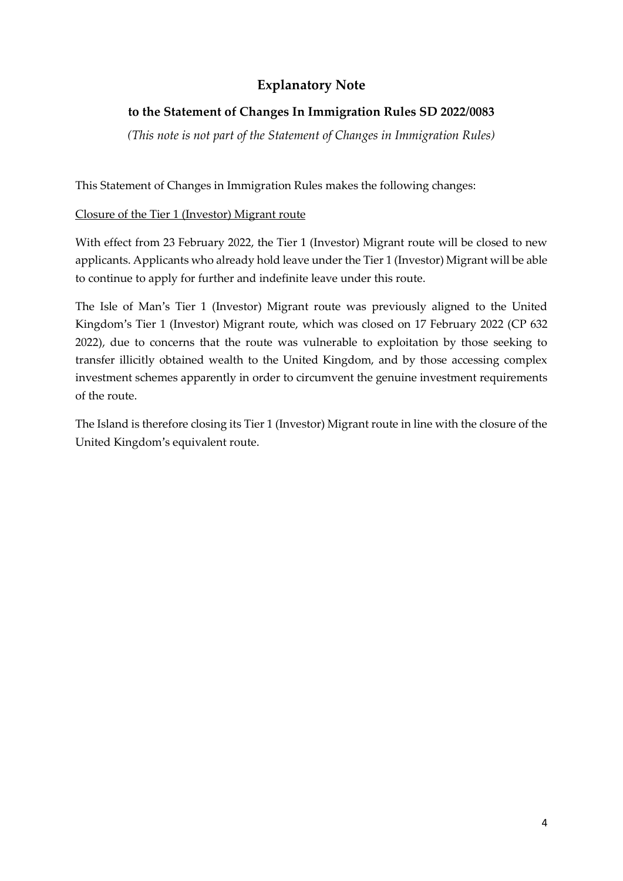# Explanatory Note

## to the Statement of Changes In Immigration Rules SD 2022/0083

*(This note is not part of the Statement of Changes in Immigration Rules)*

This Statement of Changes in Immigration Rules makes the following changes:

<u>Closure of the Tier 1 (Investor) Migrant route</u>

With effect from 23 February 2022, the Tier 1 (Investor) Migrant route will be closed to new applicants. Applicants who already hold leave under the Tier 1 (Investor) Migrant will be able to continue to apply for further and indefinite leave under this route.

The Isle of Man's Tier 1 (Investor) Migrant route was previously aligned to the United Kingdom's Tier 1 (Investor) Migrant route, which was closed on 17 February 2022 (CP 632 2022), due to concerns that the route was vulnerable to exploitation by those seeking to transfer illicitly obtained wealth to the United Kingdom, and by those accessing complex investment schemes apparently in order to circumvent the genuine investment requirements of the route.

The Island is therefore closing its Tier 1 (Investor) Migrant route in line with the closure of the United Kingdom's equivalent route.